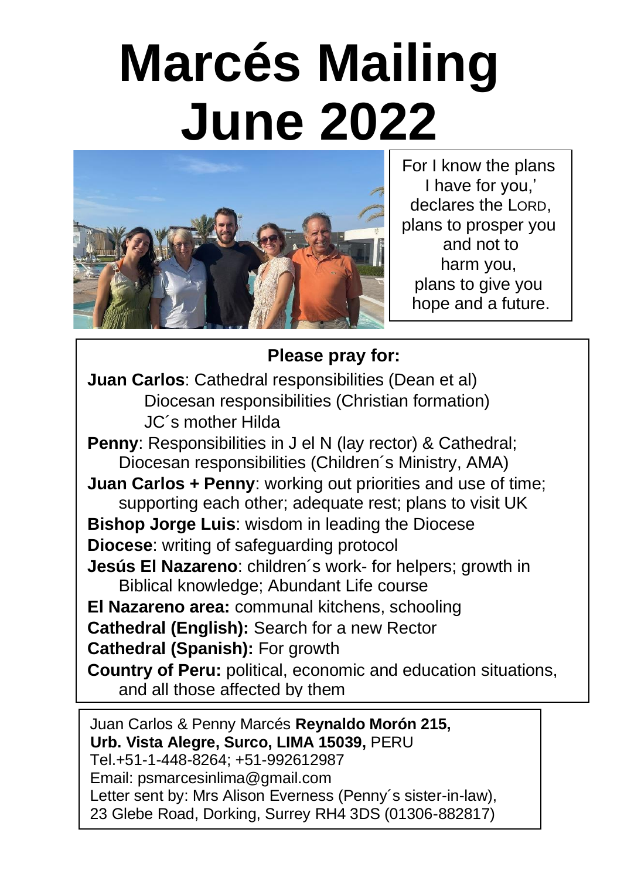# Marcés Mailing June 2022

For I know the plans I have for you,' declares the LORD, plans to prosper you and not to harm you, plans to give you hope and a future.

**Please pray for:**

**Juan Carlos**: Cathedral responsibilities (Dean et al)
Diocesan responsibilities (Christian formation)
JC´s mother Hilda

**Penny**: Responsibilities in J el N (lay rector) & Cathedral; Diocesan responsibilities (Children´s Ministry, AMA)

**Juan Carlos + Penny**: working out priorities and use of time; supporting each other; adequate rest; plans to visit UK

**Bishop Jorge Luis**: wisdom in leading the Diocese

**Diocese**: writing of safeguarding protocol

**Jesús El Nazareno**: children´s work- for helpers; growth in Biblical knowledge; Abundant Life course

**El Nazareno area:** communal kitchens, schooling

**Cathedral (English):** Search for a new Rector

**Cathedral (Spanish):** For growth

**Country of Peru:** political, economic and education situations, and all those affected by them

Juan Carlos & Penny Marcés **Reynaldo Morón 215, Urb. Vista Alegre, Surco, LIMA 15039,** PERU
Tel.+51-1-448-8264; +51-992612987
Email: psmarcesinlima@gmail.com
Letter sent by: Mrs Alison Everness (Penny´s sister-in-law), 23 Glebe Road, Dorking, Surrey RH4 3DS (01306-882817)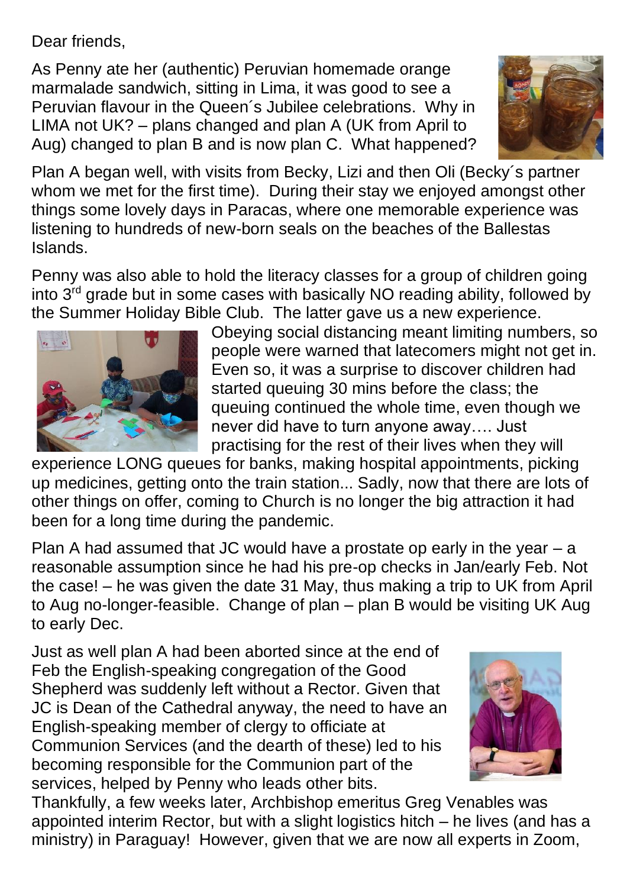Dear friends,

As Penny ate her (authentic) Peruvian homemade orange marmalade sandwich, sitting in Lima, it was good to see a Peruvian flavour in the Queen´s Jubilee celebrations. Why in LIMA not UK? – plans changed and plan A (UK from April to Aug) changed to plan B and is now plan C. What happened?

Plan A began well, with visits from Becky, Lizi and then Oli (Becky´s partner whom we met for the first time). During their stay we enjoyed amongst other things some lovely days in Paracas, where one memorable experience was listening to hundreds of new-born seals on the beaches of the Ballestas Islands.

Penny was also able to hold the literacy classes for a group of children going into 3rd grade but in some cases with basically NO reading ability, followed by the Summer Holiday Bible Club. The latter gave us a new experience. Obeying social distancing meant limiting numbers, so people were warned that latecomers might not get in. Even so, it was a surprise to discover children had started queuing 30 mins before the class; the queuing continued the whole time, even though we never did have to turn anyone away…. Just practising for the rest of their lives when they will experience LONG queues for banks, making hospital appointments, picking up medicines, getting onto the train station... Sadly, now that there are lots of other things on offer, coming to Church is no longer the big attraction it had been for a long time during the pandemic.

Plan A had assumed that JC would have a prostate op early in the year – a reasonable assumption since he had his pre-op checks in Jan/early Feb. Not the case! – he was given the date 31 May, thus making a trip to UK from April to Aug no-longer-feasible. Change of plan – plan B would be visiting UK Aug to early Dec.

Just as well plan A had been aborted since at the end of Feb the English-speaking congregation of the Good Shepherd was suddenly left without a Rector. Given that JC is Dean of the Cathedral anyway, the need to have an English-speaking member of clergy to officiate at Communion Services (and the dearth of these) led to his becoming responsible for the Communion part of the services, helped by Penny who leads other bits. Thankfully, a few weeks later, Archbishop emeritus Greg Venables was appointed interim Rector, but with a slight logistics hitch – he lives (and has a ministry) in Paraguay! However, given that we are now all experts in Zoom,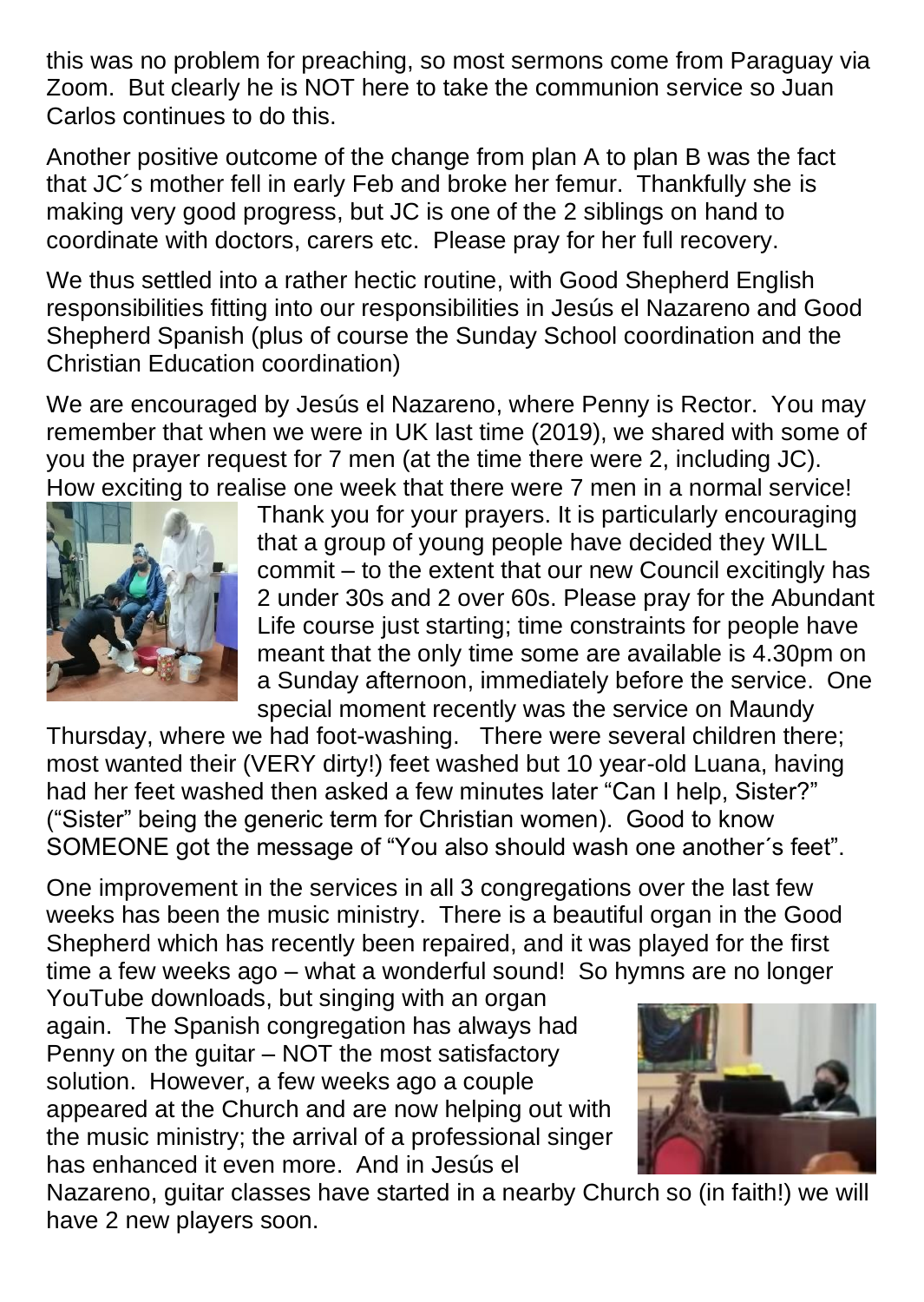this was no problem for preaching, so most sermons come from Paraguay via Zoom. But clearly he is NOT here to take the communion service so Juan Carlos continues to do this.

Another positive outcome of the change from plan A to plan B was the fact that JC´s mother fell in early Feb and broke her femur. Thankfully she is making very good progress, but JC is one of the 2 siblings on hand to coordinate with doctors, carers etc. Please pray for her full recovery.

We thus settled into a rather hectic routine, with Good Shepherd English responsibilities fitting into our responsibilities in Jesús el Nazareno and Good Shepherd Spanish (plus of course the Sunday School coordination and the Christian Education coordination)

We are encouraged by Jesús el Nazareno, where Penny is Rector. You may remember that when we were in UK last time (2019), we shared with some of you the prayer request for 7 men (at the time there were 2, including JC). How exciting to realise one week that there were 7 men in a normal service! Thank you for your prayers. It is particularly encouraging that a group of young people have decided they WILL commit – to the extent that our new Council excitingly has 2 under 30s and 2 over 60s. Please pray for the Abundant Life course just starting; time constraints for people have meant that the only time some are available is 4.30pm on a Sunday afternoon, immediately before the service. One special moment recently was the service on Maundy Thursday, where we had foot-washing. There were several children there; most wanted their (VERY dirty!) feet washed but 10 year-old Luana, having had her feet washed then asked a few minutes later "Can I help, Sister?" ("Sister" being the generic term for Christian women). Good to know SOMEONE got the message of "You also should wash one another´s feet".

One improvement in the services in all 3 congregations over the last few weeks has been the music ministry. There is a beautiful organ in the Good Shepherd which has recently been repaired, and it was played for the first time a few weeks ago – what a wonderful sound! So hymns are no longer YouTube downloads, but singing with an organ again. The Spanish congregation has always had Penny on the guitar – NOT the most satisfactory solution. However, a few weeks ago a couple appeared at the Church and are now helping out with the music ministry; the arrival of a professional singer has enhanced it even more. And in Jesús el Nazareno, guitar classes have started in a nearby Church so (in faith!) we will have 2 new players soon.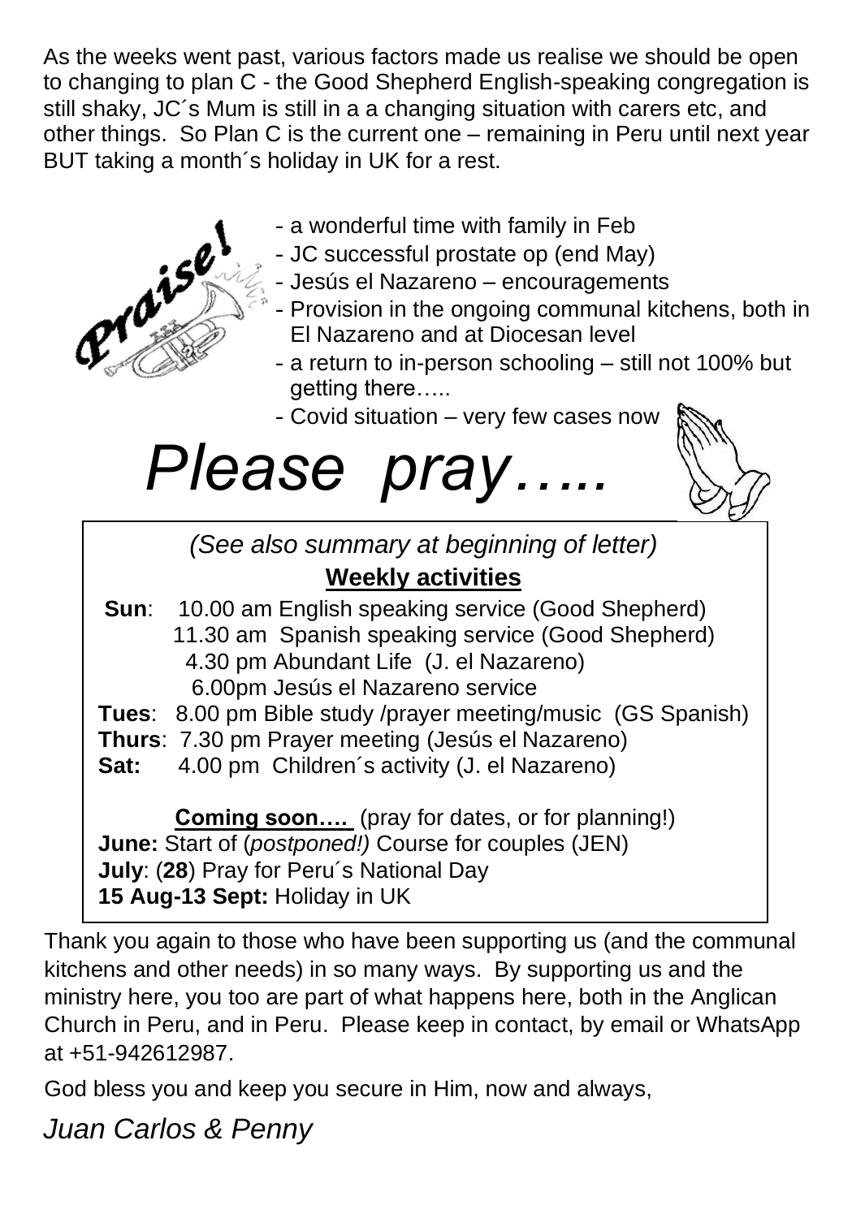As the weeks went past, various factors made us realise we should be open to changing to plan C - the Good Shepherd English-speaking congregation is still shaky, JC´s Mum is still in a a changing situation with carers etc, and other things. So Plan C is the current one – remaining in Peru until next year BUT taking a month´s holiday in UK for a rest.

**Praise!**

- a wonderful time with family in Feb
- JC successful prostate op (end May)
- Jesús el Nazareno – encouragements
- Provision in the ongoing communal kitchens, both in El Nazareno and at Diocesan level
- a return to in-person schooling – still not 100% but getting there…..
- Covid situation – very few cases now

# *Please pray…..*

*(See also summary at beginning of letter)*

**Weekly activities**

**Sun**: 10.00 am English speaking service (Good Shepherd)
11.30 am Spanish speaking service (Good Shepherd)
4.30 pm Abundant Life (J. el Nazareno)
6.00pm Jesús el Nazareno service

**Tues**: 8.00 pm Bible study /prayer meeting/music (GS Spanish)

**Thurs**: 7.30 pm Prayer meeting (Jesús el Nazareno)

**Sat:** 4.00 pm Children´s activity (J. el Nazareno)

**Coming soon….** (pray for dates, or for planning!)

**June:** Start of (*postponed!)* Course for couples (JEN)

**July**: (**28**) Pray for Peru´s National Day

**15 Aug-13 Sept:** Holiday in UK

Thank you again to those who have been supporting us (and the communal kitchens and other needs) in so many ways. By supporting us and the ministry here, you too are part of what happens here, both in the Anglican Church in Peru, and in Peru. Please keep in contact, by email or WhatsApp at +51-942612987.

God bless you and keep you secure in Him, now and always,

*Juan Carlos & Penny*